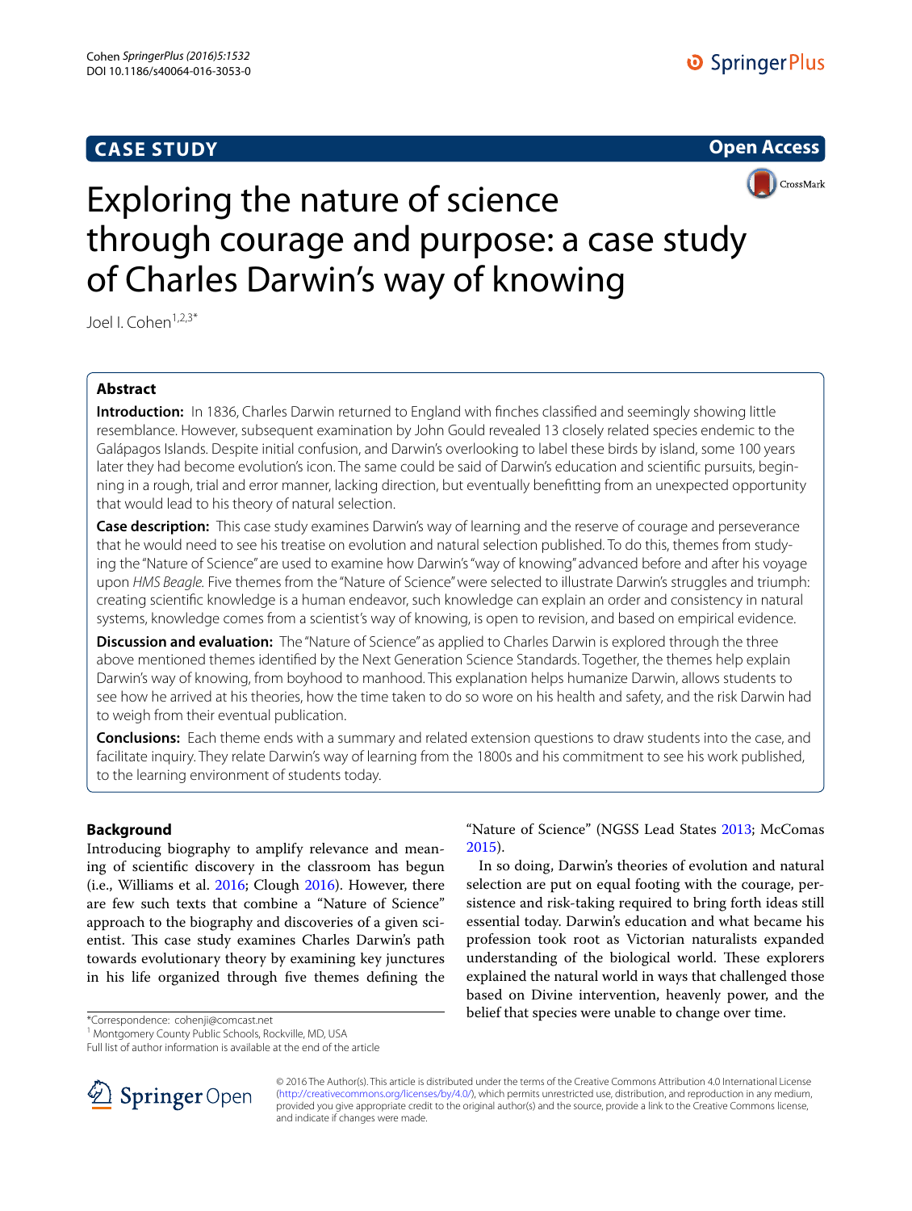CASE STUDY

Open Access

# Exploring the nature of science through courage and purpose: a case study of Charles Darwin's way of knowing

Joel I. Cohen[1,2,3*]

## Abstract

**Introduction:** In 1836, Charles Darwin returned to England with finches classified and seemingly showing little resemblance. However, subsequent examination by John Gould revealed 13 closely related species endemic to the Galápagos Islands. Despite initial confusion, and Darwin's overlooking to label these birds by island, some 100 years later they had become evolution's icon. The same could be said of Darwin's education and scientific pursuits, beginning in a rough, trial and error manner, lacking direction, but eventually benefitting from an unexpected opportunity that would lead to his theory of natural selection.

**Case description:** This case study examines Darwin's way of learning and the reserve of courage and perseverance that he would need to see his treatise on evolution and natural selection published. To do this, themes from studying the "Nature of Science" are used to examine how Darwin's "way of knowing" advanced before and after his voyage upon *HMS Beagle.* Five themes from the "Nature of Science" were selected to illustrate Darwin's struggles and triumph: creating scientific knowledge is a human endeavor, such knowledge can explain an order and consistency in natural systems, knowledge comes from a scientist's way of knowing, is open to revision, and based on empirical evidence.

**Discussion and evaluation:** The "Nature of Science" as applied to Charles Darwin is explored through the three above mentioned themes identified by the Next Generation Science Standards. Together, the themes help explain Darwin's way of knowing, from boyhood to manhood. This explanation helps humanize Darwin, allows students to see how he arrived at his theories, how the time taken to do so wore on his health and safety, and the risk Darwin had to weigh from their eventual publication.

**Conclusions:** Each theme ends with a summary and related extension questions to draw students into the case, and facilitate inquiry. They relate Darwin's way of learning from the 1800s and his commitment to see his work published, to the learning environment of students today.

## Background

Introducing biography to amplify relevance and meaning of scientific discovery in the classroom has begun (i.e., Williams et al. 2016; Clough 2016). However, there are few such texts that combine a "Nature of Science" approach to the biography and discoveries of a given scientist. This case study examines Charles Darwin's path towards evolutionary theory by examining key junctures in his life organized through five themes defining the "Nature of Science" (NGSS Lead States 2013; McComas 2015).

In so doing, Darwin's theories of evolution and natural selection are put on equal footing with the courage, persistence and risk-taking required to bring forth ideas still essential today. Darwin's education and what became his profession took root as Victorian naturalists expanded understanding of the biological world. These explorers explained the natural world in ways that challenged those based on Divine intervention, heavenly power, and the belief that species were unable to change over time.

*Correspondence: cohenji@comcast.net

[1] Montgomery County Public Schools, Rockville, MD, USA

Full list of author information is available at the end of the article

© 2016 The Author(s). This article is distributed under the terms of the Creative Commons Attribution 4.0 International License (http://creativecommons.org/licenses/by/4.0/), which permits unrestricted use, distribution, and reproduction in any medium, provided you give appropriate credit to the original author(s) and the source, provide a link to the Creative Commons license, and indicate if changes were made.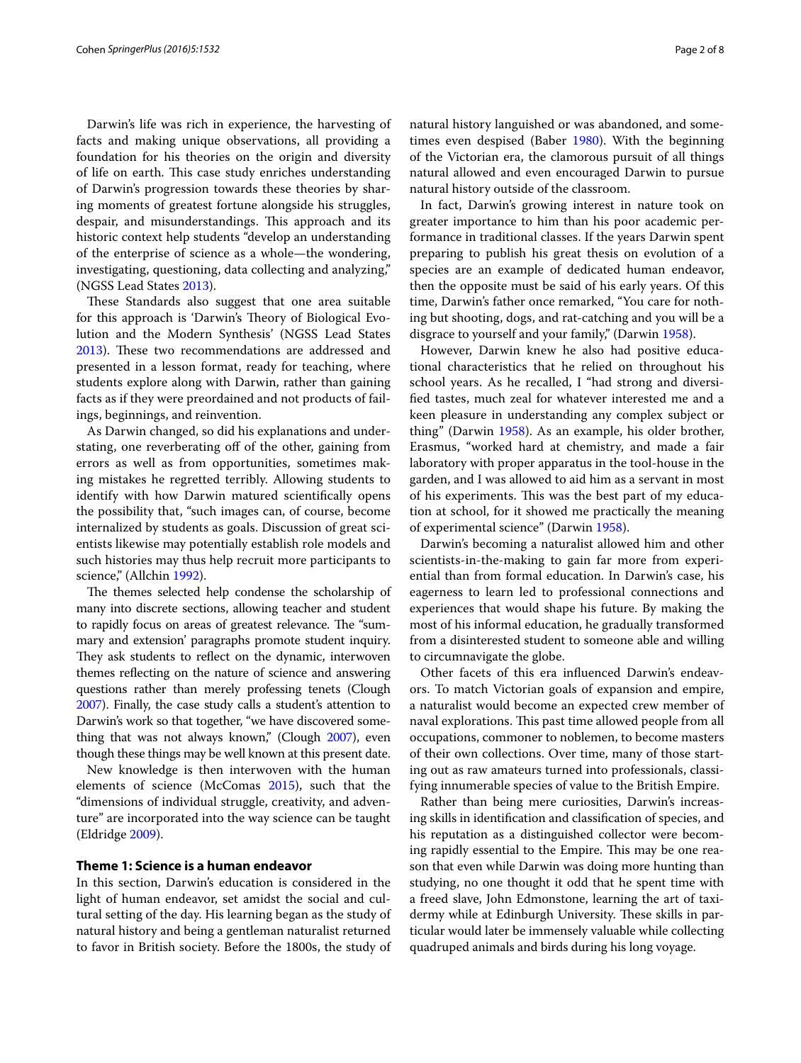Darwin's life was rich in experience, the harvesting of facts and making unique observations, all providing a foundation for his theories on the origin and diversity of life on earth. This case study enriches understanding of Darwin's progression towards these theories by sharing moments of greatest fortune alongside his struggles, despair, and misunderstandings. This approach and its historic context help students "develop an understanding of the enterprise of science as a whole—the wondering, investigating, questioning, data collecting and analyzing," (NGSS Lead States 2013).

These Standards also suggest that one area suitable for this approach is 'Darwin's Theory of Biological Evolution and the Modern Synthesis' (NGSS Lead States 2013). These two recommendations are addressed and presented in a lesson format, ready for teaching, where students explore along with Darwin, rather than gaining facts as if they were preordained and not products of failings, beginnings, and reinvention.

As Darwin changed, so did his explanations and understating, one reverberating off of the other, gaining from errors as well as from opportunities, sometimes making mistakes he regretted terribly. Allowing students to identify with how Darwin matured scientifically opens the possibility that, "such images can, of course, become internalized by students as goals. Discussion of great scientists likewise may potentially establish role models and such histories may thus help recruit more participants to science," (Allchin 1992).

The themes selected help condense the scholarship of many into discrete sections, allowing teacher and student to rapidly focus on areas of greatest relevance. The "summary and extension' paragraphs promote student inquiry. They ask students to reflect on the dynamic, interwoven themes reflecting on the nature of science and answering questions rather than merely professing tenets (Clough 2007). Finally, the case study calls a student's attention to Darwin's work so that together, "we have discovered something that was not always known," (Clough 2007), even though these things may be well known at this present date.

New knowledge is then interwoven with the human elements of science (McComas 2015), such that the "dimensions of individual struggle, creativity, and adventure" are incorporated into the way science can be taught (Eldridge 2009).

## Theme 1: Science is a human endeavor

In this section, Darwin's education is considered in the light of human endeavor, set amidst the social and cultural setting of the day. His learning began as the study of natural history and being a gentleman naturalist returned to favor in British society. Before the 1800s, the study of natural history languished or was abandoned, and sometimes even despised (Baber 1980). With the beginning of the Victorian era, the clamorous pursuit of all things natural allowed and even encouraged Darwin to pursue natural history outside of the classroom.

In fact, Darwin's growing interest in nature took on greater importance to him than his poor academic performance in traditional classes. If the years Darwin spent preparing to publish his great thesis on evolution of a species are an example of dedicated human endeavor, then the opposite must be said of his early years. Of this time, Darwin's father once remarked, "You care for nothing but shooting, dogs, and rat-catching and you will be a disgrace to yourself and your family," (Darwin 1958).

However, Darwin knew he also had positive educational characteristics that he relied on throughout his school years. As he recalled, I "had strong and diversified tastes, much zeal for whatever interested me and a keen pleasure in understanding any complex subject or thing" (Darwin 1958). As an example, his older brother, Erasmus, "worked hard at chemistry, and made a fair laboratory with proper apparatus in the tool-house in the garden, and I was allowed to aid him as a servant in most of his experiments. This was the best part of my education at school, for it showed me practically the meaning of experimental science" (Darwin 1958).

Darwin's becoming a naturalist allowed him and other scientists-in-the-making to gain far more from experiential than from formal education. In Darwin's case, his eagerness to learn led to professional connections and experiences that would shape his future. By making the most of his informal education, he gradually transformed from a disinterested student to someone able and willing to circumnavigate the globe.

Other facets of this era influenced Darwin's endeavors. To match Victorian goals of expansion and empire, a naturalist would become an expected crew member of naval explorations. This past time allowed people from all occupations, commoner to noblemen, to become masters of their own collections. Over time, many of those starting out as raw amateurs turned into professionals, classifying innumerable species of value to the British Empire.

Rather than being mere curiosities, Darwin's increasing skills in identification and classification of species, and his reputation as a distinguished collector were becoming rapidly essential to the Empire. This may be one reason that even while Darwin was doing more hunting than studying, no one thought it odd that he spent time with a freed slave, John Edmonstone, learning the art of taxidermy while at Edinburgh University. These skills in particular would later be immensely valuable while collecting quadruped animals and birds during his long voyage.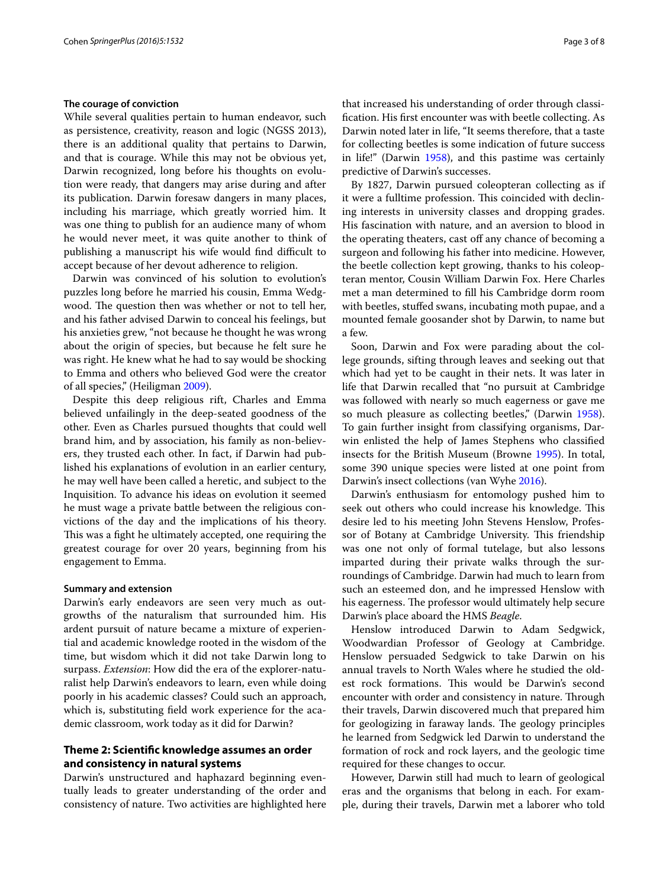#### The courage of conviction

While several qualities pertain to human endeavor, such as persistence, creativity, reason and logic (NGSS 2013), there is an additional quality that pertains to Darwin, and that is courage. While this may not be obvious yet, Darwin recognized, long before his thoughts on evolution were ready, that dangers may arise during and after its publication. Darwin foresaw dangers in many places, including his marriage, which greatly worried him. It was one thing to publish for an audience many of whom he would never meet, it was quite another to think of publishing a manuscript his wife would find difficult to accept because of her devout adherence to religion.

Darwin was convinced of his solution to evolution's puzzles long before he married his cousin, Emma Wedgwood. The question then was whether or not to tell her, and his father advised Darwin to conceal his feelings, but his anxieties grew, "not because he thought he was wrong about the origin of species, but because he felt sure he was right. He knew what he had to say would be shocking to Emma and others who believed God were the creator of all species," (Heiligman 2009).

Despite this deep religious rift, Charles and Emma believed unfailingly in the deep-seated goodness of the other. Even as Charles pursued thoughts that could well brand him, and by association, his family as non-believers, they trusted each other. In fact, if Darwin had published his explanations of evolution in an earlier century, he may well have been called a heretic, and subject to the Inquisition. To advance his ideas on evolution it seemed he must wage a private battle between the religious convictions of the day and the implications of his theory. This was a fight he ultimately accepted, one requiring the greatest courage for over 20 years, beginning from his engagement to Emma.

#### Summary and extension

Darwin's early endeavors are seen very much as outgrowths of the naturalism that surrounded him. His ardent pursuit of nature became a mixture of experiential and academic knowledge rooted in the wisdom of the time, but wisdom which it did not take Darwin long to surpass. *Extension*: How did the era of the explorer-naturalist help Darwin's endeavors to learn, even while doing poorly in his academic classes? Could such an approach, which is, substituting field work experience for the academic classroom, work today as it did for Darwin?

### Theme 2: Scientific knowledge assumes an order and consistency in natural systems

Darwin's unstructured and haphazard beginning eventually leads to greater understanding of the order and consistency of nature. Two activities are highlighted here that increased his understanding of order through classification. His first encounter was with beetle collecting. As Darwin noted later in life, "It seems therefore, that a taste for collecting beetles is some indication of future success in life!" (Darwin 1958), and this pastime was certainly predictive of Darwin's successes.

By 1827, Darwin pursued coleopteran collecting as if it were a fulltime profession. This coincided with declining interests in university classes and dropping grades. His fascination with nature, and an aversion to blood in the operating theaters, cast off any chance of becoming a surgeon and following his father into medicine. However, the beetle collection kept growing, thanks to his coleopteran mentor, Cousin William Darwin Fox. Here Charles met a man determined to fill his Cambridge dorm room with beetles, stuffed swans, incubating moth pupae, and a mounted female goosander shot by Darwin, to name but a few.

Soon, Darwin and Fox were parading about the college grounds, sifting through leaves and seeking out that which had yet to be caught in their nets. It was later in life that Darwin recalled that "no pursuit at Cambridge was followed with nearly so much eagerness or gave me so much pleasure as collecting beetles," (Darwin 1958). To gain further insight from classifying organisms, Darwin enlisted the help of James Stephens who classified insects for the British Museum (Browne 1995). In total, some 390 unique species were listed at one point from Darwin's insect collections (van Wyhe 2016).

Darwin's enthusiasm for entomology pushed him to seek out others who could increase his knowledge. This desire led to his meeting John Stevens Henslow, Professor of Botany at Cambridge University. This friendship was one not only of formal tutelage, but also lessons imparted during their private walks through the surroundings of Cambridge. Darwin had much to learn from such an esteemed don, and he impressed Henslow with his eagerness. The professor would ultimately help secure Darwin's place aboard the HMS *Beagle*.

Henslow introduced Darwin to Adam Sedgwick, Woodwardian Professor of Geology at Cambridge. Henslow persuaded Sedgwick to take Darwin on his annual travels to North Wales where he studied the oldest rock formations. This would be Darwin's second encounter with order and consistency in nature. Through their travels, Darwin discovered much that prepared him for geologizing in faraway lands. The geology principles he learned from Sedgwick led Darwin to understand the formation of rock and rock layers, and the geologic time required for these changes to occur.

However, Darwin still had much to learn of geological eras and the organisms that belong in each. For example, during their travels, Darwin met a laborer who told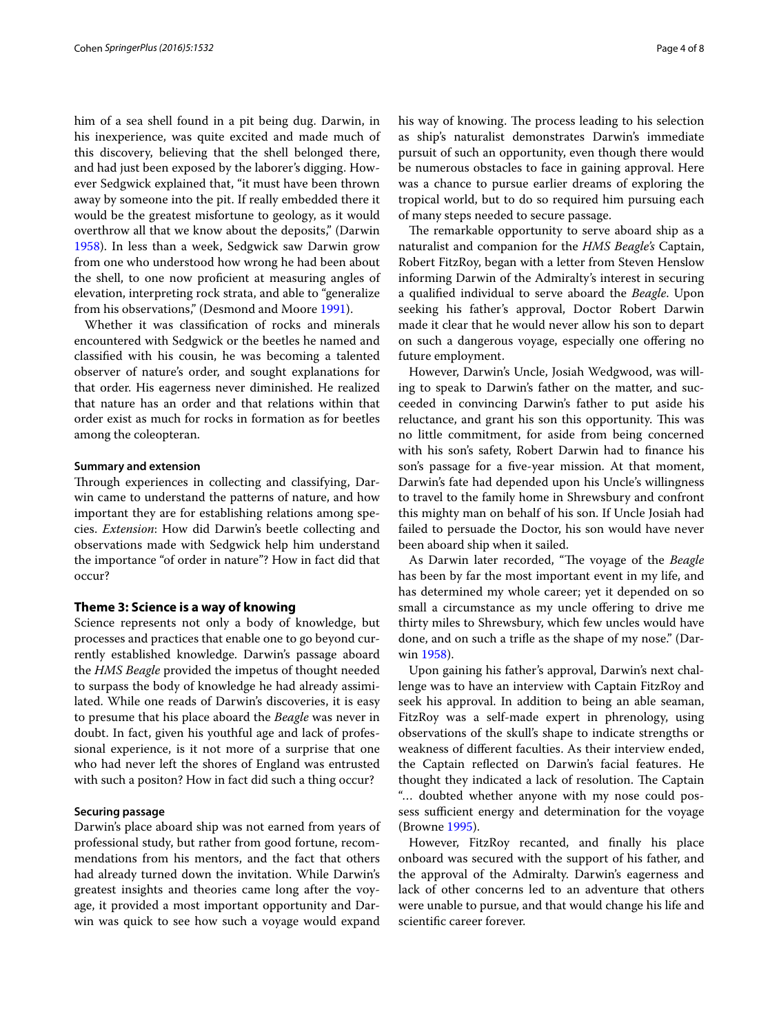him of a sea shell found in a pit being dug. Darwin, in his inexperience, was quite excited and made much of this discovery, believing that the shell belonged there, and had just been exposed by the laborer's digging. However Sedgwick explained that, "it must have been thrown away by someone into the pit. If really embedded there it would be the greatest misfortune to geology, as it would overthrow all that we know about the deposits," (Darwin 1958). In less than a week, Sedgwick saw Darwin grow from one who understood how wrong he had been about the shell, to one now proficient at measuring angles of elevation, interpreting rock strata, and able to "generalize from his observations," (Desmond and Moore 1991).

Whether it was classification of rocks and minerals encountered with Sedgwick or the beetles he named and classified with his cousin, he was becoming a talented observer of nature's order, and sought explanations for that order. His eagerness never diminished. He realized that nature has an order and that relations within that order exist as much for rocks in formation as for beetles among the coleopteran.

#### Summary and extension

Through experiences in collecting and classifying, Darwin came to understand the patterns of nature, and how important they are for establishing relations among species. *Extension*: How did Darwin's beetle collecting and observations made with Sedgwick help him understand the importance "of order in nature"? How in fact did that occur?

### Theme 3: Science is a way of knowing

Science represents not only a body of knowledge, but processes and practices that enable one to go beyond currently established knowledge. Darwin's passage aboard the *HMS Beagle* provided the impetus of thought needed to surpass the body of knowledge he had already assimilated. While one reads of Darwin's discoveries, it is easy to presume that his place aboard the *Beagle* was never in doubt. In fact, given his youthful age and lack of professional experience, is it not more of a surprise that one who had never left the shores of England was entrusted with such a positon? How in fact did such a thing occur?

#### Securing passage

Darwin's place aboard ship was not earned from years of professional study, but rather from good fortune, recommendations from his mentors, and the fact that others had already turned down the invitation. While Darwin's greatest insights and theories came long after the voyage, it provided a most important opportunity and Darwin was quick to see how such a voyage would expand his way of knowing. The process leading to his selection as ship's naturalist demonstrates Darwin's immediate pursuit of such an opportunity, even though there would be numerous obstacles to face in gaining approval. Here was a chance to pursue earlier dreams of exploring the tropical world, but to do so required him pursuing each of many steps needed to secure passage.

The remarkable opportunity to serve aboard ship as a naturalist and companion for the *HMS Beagle's* Captain, Robert FitzRoy, began with a letter from Steven Henslow informing Darwin of the Admiralty's interest in securing a qualified individual to serve aboard the *Beagle*. Upon seeking his father's approval, Doctor Robert Darwin made it clear that he would never allow his son to depart on such a dangerous voyage, especially one offering no future employment.

However, Darwin's Uncle, Josiah Wedgwood, was willing to speak to Darwin's father on the matter, and succeeded in convincing Darwin's father to put aside his reluctance, and grant his son this opportunity. This was no little commitment, for aside from being concerned with his son's safety, Robert Darwin had to finance his son's passage for a five-year mission. At that moment, Darwin's fate had depended upon his Uncle's willingness to travel to the family home in Shrewsbury and confront this mighty man on behalf of his son. If Uncle Josiah had failed to persuade the Doctor, his son would have never been aboard ship when it sailed.

As Darwin later recorded, "The voyage of the *Beagle* has been by far the most important event in my life, and has determined my whole career; yet it depended on so small a circumstance as my uncle offering to drive me thirty miles to Shrewsbury, which few uncles would have done, and on such a trifle as the shape of my nose." (Darwin 1958).

Upon gaining his father's approval, Darwin's next challenge was to have an interview with Captain FitzRoy and seek his approval. In addition to being an able seaman, FitzRoy was a self-made expert in phrenology, using observations of the skull's shape to indicate strengths or weakness of different faculties. As their interview ended, the Captain reflected on Darwin's facial features. He thought they indicated a lack of resolution. The Captain "… doubted whether anyone with my nose could possess sufficient energy and determination for the voyage (Browne 1995).

However, FitzRoy recanted, and finally his place onboard was secured with the support of his father, and the approval of the Admiralty. Darwin's eagerness and lack of other concerns led to an adventure that others were unable to pursue, and that would change his life and scientific career forever.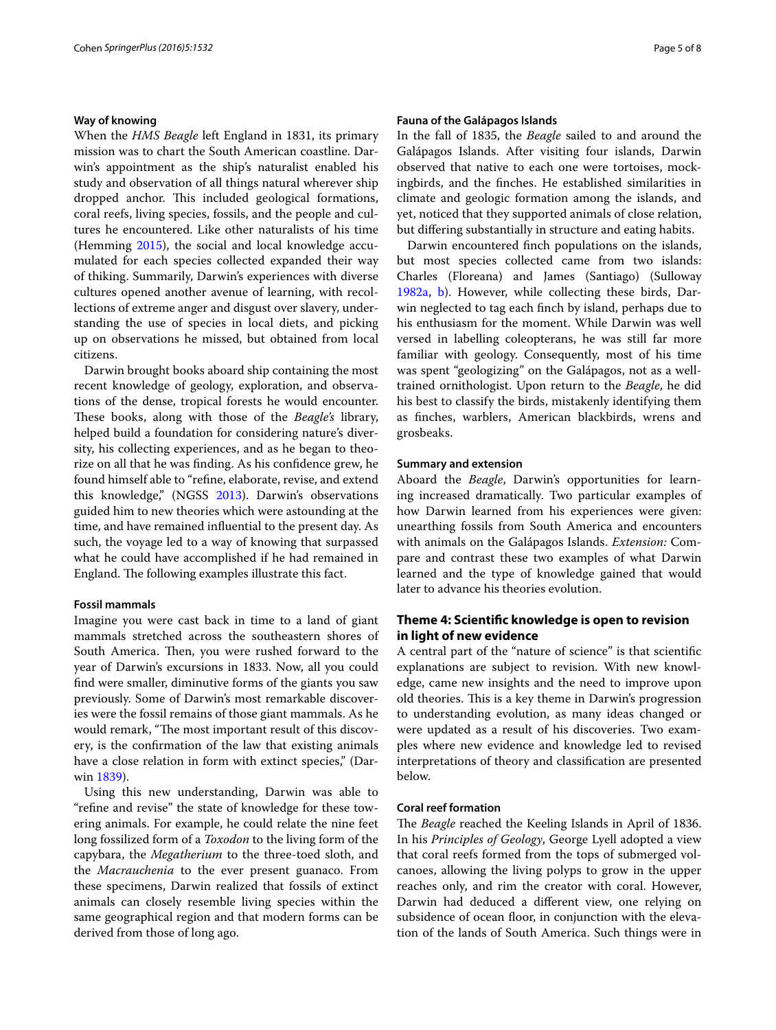### Way of knowing

When the *HMS Beagle* left England in 1831, its primary mission was to chart the South American coastline. Darwin's appointment as the ship's naturalist enabled his study and observation of all things natural wherever ship dropped anchor. This included geological formations, coral reefs, living species, fossils, and the people and cultures he encountered. Like other naturalists of his time (Hemming 2015), the social and local knowledge accumulated for each species collected expanded their way of thiking. Summarily, Darwin's experiences with diverse cultures opened another avenue of learning, with recollections of extreme anger and disgust over slavery, understanding the use of species in local diets, and picking up on observations he missed, but obtained from local citizens.

Darwin brought books aboard ship containing the most recent knowledge of geology, exploration, and observations of the dense, tropical forests he would encounter. These books, along with those of the *Beagle's* library, helped build a foundation for considering nature's diversity, his collecting experiences, and as he began to theorize on all that he was finding. As his confidence grew, he found himself able to "refine, elaborate, revise, and extend this knowledge," (NGSS 2013). Darwin's observations guided him to new theories which were astounding at the time, and have remained influential to the present day. As such, the voyage led to a way of knowing that surpassed what he could have accomplished if he had remained in England. The following examples illustrate this fact.

### Fossil mammals

Imagine you were cast back in time to a land of giant mammals stretched across the southeastern shores of South America. Then, you were rushed forward to the year of Darwin's excursions in 1833. Now, all you could find were smaller, diminutive forms of the giants you saw previously. Some of Darwin's most remarkable discoveries were the fossil remains of those giant mammals. As he would remark, "The most important result of this discovery, is the confirmation of the law that existing animals have a close relation in form with extinct species," (Darwin 1839).

Using this new understanding, Darwin was able to "refine and revise" the state of knowledge for these towering animals. For example, he could relate the nine feet long fossilized form of a *Toxodon* to the living form of the capybara, the *Megatherium* to the three-toed sloth, and the *Macrauchenia* to the ever present guanaco. From these specimens, Darwin realized that fossils of extinct animals can closely resemble living species within the same geographical region and that modern forms can be derived from those of long ago.

### Fauna of the Galápagos Islands

In the fall of 1835, the *Beagle* sailed to and around the Galápagos Islands. After visiting four islands, Darwin observed that native to each one were tortoises, mockingbirds, and the finches. He established similarities in climate and geologic formation among the islands, and yet, noticed that they supported animals of close relation, but differing substantially in structure and eating habits.

Darwin encountered finch populations on the islands, but most species collected came from two islands: Charles (Floreana) and James (Santiago) (Sulloway 1982a, b). However, while collecting these birds, Darwin neglected to tag each finch by island, perhaps due to his enthusiasm for the moment. While Darwin was well versed in labelling coleopterans, he was still far more familiar with geology. Consequently, most of his time was spent "geologizing" on the Galápagos, not as a well-trained ornithologist. Upon return to the *Beagle*, he did his best to classify the birds, mistakenly identifying them as finches, warblers, American blackbirds, wrens and grosbeaks.

### Summary and extension

Aboard the *Beagle*, Darwin's opportunities for learning increased dramatically. Two particular examples of how Darwin learned from his experiences were given: unearthing fossils from South America and encounters with animals on the Galápagos Islands. *Extension:* Compare and contrast these two examples of what Darwin learned and the type of knowledge gained that would later to advance his theories evolution.

## Theme 4: Scientific knowledge is open to revision in light of new evidence

A central part of the "nature of science" is that scientific explanations are subject to revision. With new knowledge, came new insights and the need to improve upon old theories. This is a key theme in Darwin's progression to understanding evolution, as many ideas changed or were updated as a result of his discoveries. Two examples where new evidence and knowledge led to revised interpretations of theory and classification are presented below.

### Coral reef formation

The *Beagle* reached the Keeling Islands in April of 1836. In his *Principles of Geology*, George Lyell adopted a view that coral reefs formed from the tops of submerged volcanoes, allowing the living polyps to grow in the upper reaches only, and rim the creator with coral. However, Darwin had deduced a different view, one relying on subsidence of ocean floor, in conjunction with the elevation of the lands of South America. Such things were in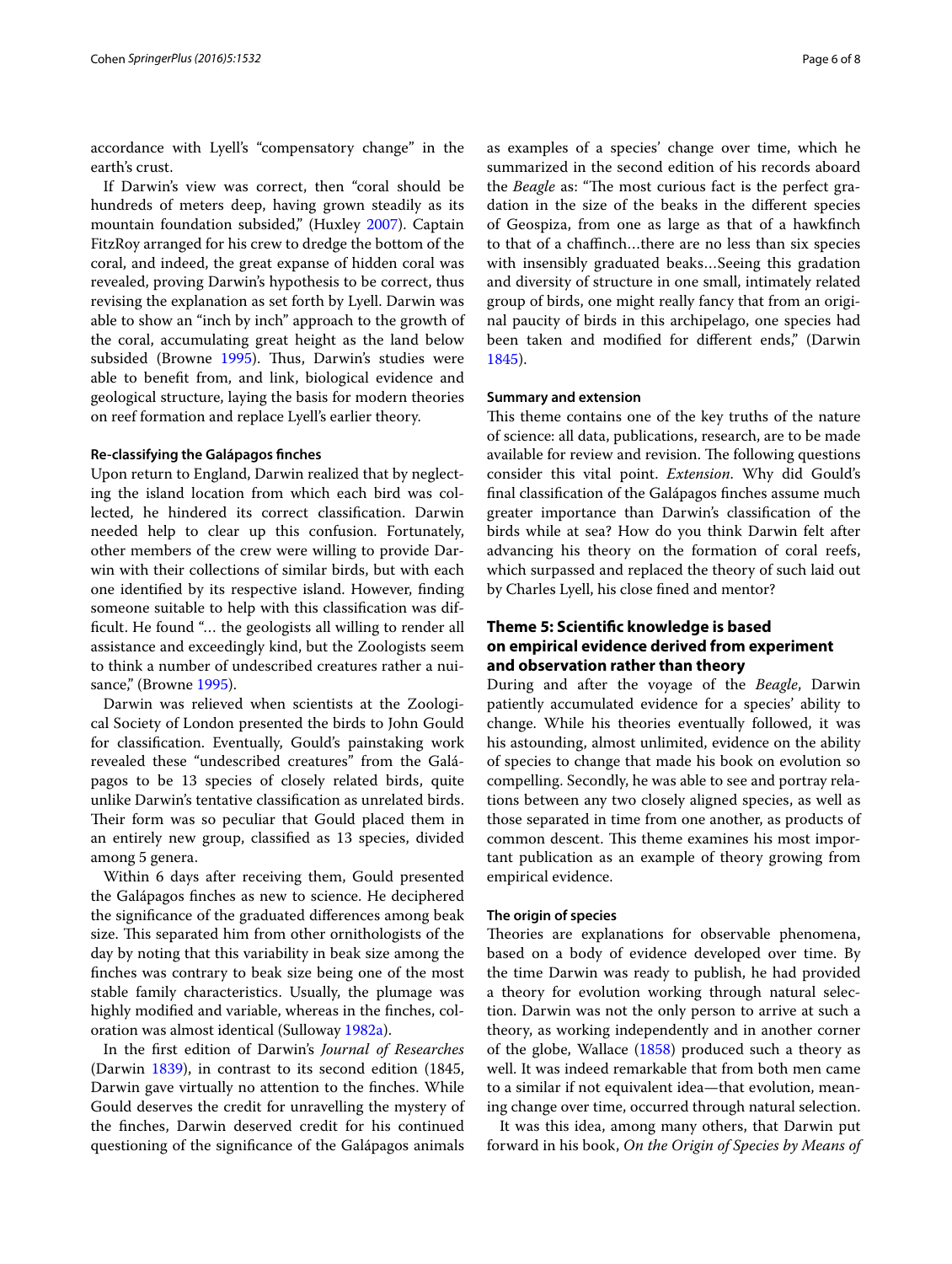accordance with Lyell's "compensatory change" in the earth's crust.

If Darwin's view was correct, then "coral should be hundreds of meters deep, having grown steadily as its mountain foundation subsided," (Huxley 2007). Captain FitzRoy arranged for his crew to dredge the bottom of the coral, and indeed, the great expanse of hidden coral was revealed, proving Darwin's hypothesis to be correct, thus revising the explanation as set forth by Lyell. Darwin was able to show an "inch by inch" approach to the growth of the coral, accumulating great height as the land below subsided (Browne 1995). Thus, Darwin's studies were able to benefit from, and link, biological evidence and geological structure, laying the basis for modern theories on reef formation and replace Lyell's earlier theory.

#### Re-classifying the Galápagos finches

Upon return to England, Darwin realized that by neglecting the island location from which each bird was collected, he hindered its correct classification. Darwin needed help to clear up this confusion. Fortunately, other members of the crew were willing to provide Darwin with their collections of similar birds, but with each one identified by its respective island. However, finding someone suitable to help with this classification was difficult. He found "… the geologists all willing to render all assistance and exceedingly kind, but the Zoologists seem to think a number of undescribed creatures rather a nuisance," (Browne 1995).

Darwin was relieved when scientists at the Zoological Society of London presented the birds to John Gould for classification. Eventually, Gould's painstaking work revealed these "undescribed creatures" from the Galápagos to be 13 species of closely related birds, quite unlike Darwin's tentative classification as unrelated birds. Their form was so peculiar that Gould placed them in an entirely new group, classified as 13 species, divided among 5 genera.

Within 6 days after receiving them, Gould presented the Galápagos finches as new to science. He deciphered the significance of the graduated differences among beak size. This separated him from other ornithologists of the day by noting that this variability in beak size among the finches was contrary to beak size being one of the most stable family characteristics. Usually, the plumage was highly modified and variable, whereas in the finches, coloration was almost identical (Sulloway 1982a).

In the first edition of Darwin's *Journal of Researches* (Darwin 1839), in contrast to its second edition (1845, Darwin gave virtually no attention to the finches. While Gould deserves the credit for unravelling the mystery of the finches, Darwin deserved credit for his continued questioning of the significance of the Galápagos animals as examples of a species' change over time, which he summarized in the second edition of his records aboard the *Beagle* as: "The most curious fact is the perfect gradation in the size of the beaks in the different species of Geospiza, from one as large as that of a hawkfinch to that of a chaffinch…there are no less than six species with insensibly graduated beaks…Seeing this gradation and diversity of structure in one small, intimately related group of birds, one might really fancy that from an original paucity of birds in this archipelago, one species had been taken and modified for different ends," (Darwin 1845).

#### Summary and extension

This theme contains one of the key truths of the nature of science: all data, publications, research, are to be made available for review and revision. The following questions consider this vital point. *Extension*. Why did Gould's final classification of the Galápagos finches assume much greater importance than Darwin's classification of the birds while at sea? How do you think Darwin felt after advancing his theory on the formation of coral reefs, which surpassed and replaced the theory of such laid out by Charles Lyell, his close fined and mentor?

### Theme 5: Scientific knowledge is based on empirical evidence derived from experiment and observation rather than theory

During and after the voyage of the *Beagle*, Darwin patiently accumulated evidence for a species' ability to change. While his theories eventually followed, it was his astounding, almost unlimited, evidence on the ability of species to change that made his book on evolution so compelling. Secondly, he was able to see and portray relations between any two closely aligned species, as well as those separated in time from one another, as products of common descent. This theme examines his most important publication as an example of theory growing from empirical evidence.

#### The origin of species

Theories are explanations for observable phenomena, based on a body of evidence developed over time. By the time Darwin was ready to publish, he had provided a theory for evolution working through natural selection. Darwin was not the only person to arrive at such a theory, as working independently and in another corner of the globe, Wallace (1858) produced such a theory as well. It was indeed remarkable that from both men came to a similar if not equivalent idea—that evolution, meaning change over time, occurred through natural selection.

It was this idea, among many others, that Darwin put forward in his book, *On the Origin of Species by Means of*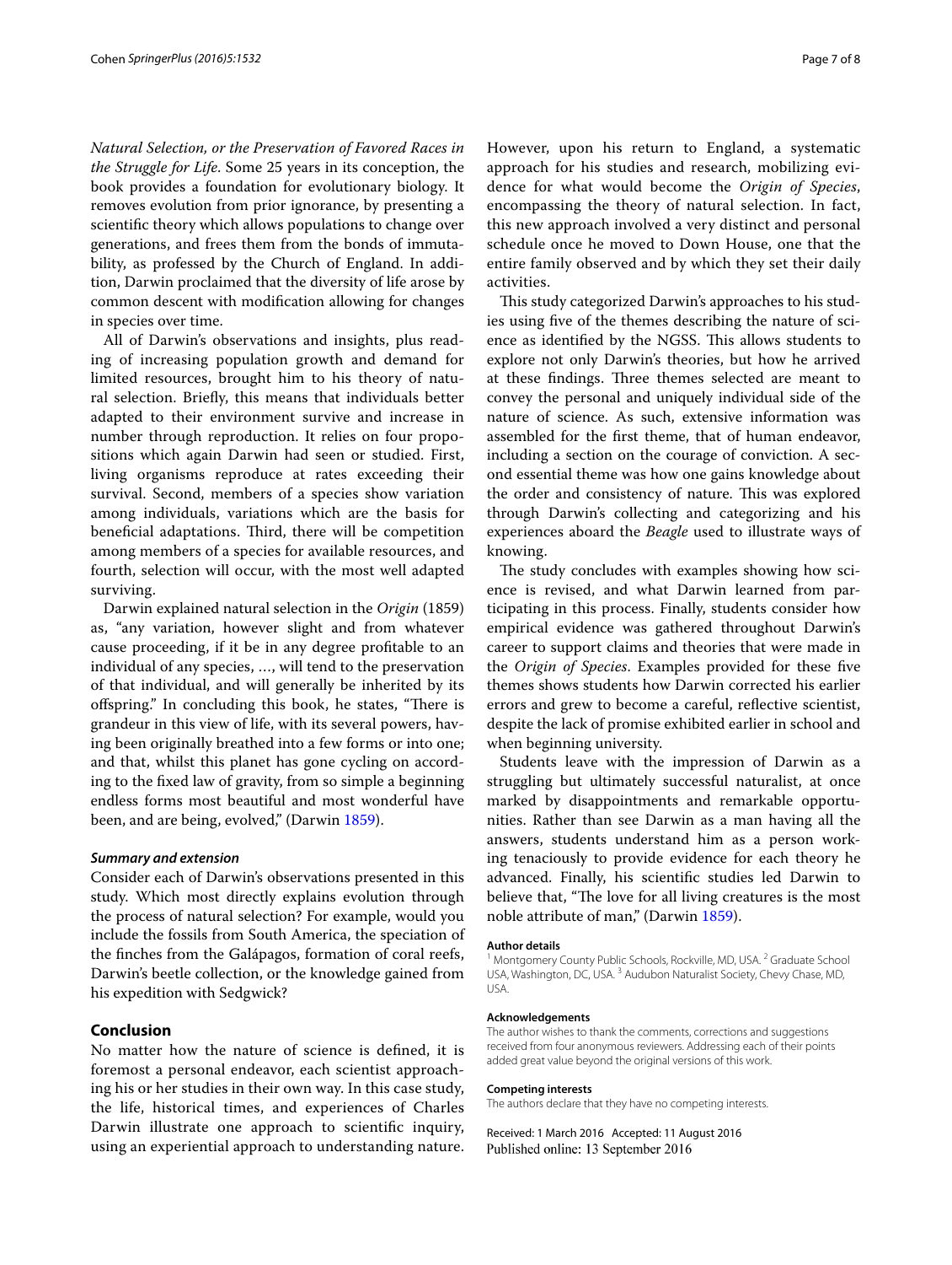*Natural Selection, or the Preservation of Favored Races in the Struggle for Life.* Some 25 years in its conception, the book provides a foundation for evolutionary biology. It removes evolution from prior ignorance, by presenting a scientific theory which allows populations to change over generations, and frees them from the bonds of immutability, as professed by the Church of England. In addition, Darwin proclaimed that the diversity of life arose by common descent with modification allowing for changes in species over time.

All of Darwin's observations and insights, plus reading of increasing population growth and demand for limited resources, brought him to his theory of natural selection. Briefly, this means that individuals better adapted to their environment survive and increase in number through reproduction. It relies on four propositions which again Darwin had seen or studied. First, living organisms reproduce at rates exceeding their survival. Second, members of a species show variation among individuals, variations which are the basis for beneficial adaptations. Third, there will be competition among members of a species for available resources, and fourth, selection will occur, with the most well adapted surviving.

Darwin explained natural selection in the *Origin* (1859) as, "any variation, however slight and from whatever cause proceeding, if it be in any degree profitable to an individual of any species, …, will tend to the preservation of that individual, and will generally be inherited by its offspring." In concluding this book, he states, "There is grandeur in this view of life, with its several powers, having been originally breathed into a few forms or into one; and that, whilst this planet has gone cycling on according to the fixed law of gravity, from so simple a beginning endless forms most beautiful and most wonderful have been, and are being, evolved," (Darwin 1859).

***Summary and extension***

Consider each of Darwin's observations presented in this study. Which most directly explains evolution through the process of natural selection? For example, would you include the fossils from South America, the speciation of the finches from the Galápagos, formation of coral reefs, Darwin's beetle collection, or the knowledge gained from his expedition with Sedgwick?

## Conclusion

No matter how the nature of science is defined, it is foremost a personal endeavor, each scientist approaching his or her studies in their own way. In this case study, the life, historical times, and experiences of Charles Darwin illustrate one approach to scientific inquiry, using an experiential approach to understanding nature. However, upon his return to England, a systematic approach for his studies and research, mobilizing evidence for what would become the *Origin of Species*, encompassing the theory of natural selection. In fact, this new approach involved a very distinct and personal schedule once he moved to Down House, one that the entire family observed and by which they set their daily activities.

This study categorized Darwin's approaches to his studies using five of the themes describing the nature of science as identified by the NGSS. This allows students to explore not only Darwin's theories, but how he arrived at these findings. Three themes selected are meant to convey the personal and uniquely individual side of the nature of science. As such, extensive information was assembled for the first theme, that of human endeavor, including a section on the courage of conviction. A second essential theme was how one gains knowledge about the order and consistency of nature. This was explored through Darwin's collecting and categorizing and his experiences aboard the *Beagle* used to illustrate ways of knowing.

The study concludes with examples showing how science is revised, and what Darwin learned from participating in this process. Finally, students consider how empirical evidence was gathered throughout Darwin's career to support claims and theories that were made in the *Origin of Species*. Examples provided for these five themes shows students how Darwin corrected his earlier errors and grew to become a careful, reflective scientist, despite the lack of promise exhibited earlier in school and when beginning university.

Students leave with the impression of Darwin as a struggling but ultimately successful naturalist, at once marked by disappointments and remarkable opportunities. Rather than see Darwin as a man having all the answers, students understand him as a person working tenaciously to provide evidence for each theory he advanced. Finally, his scientific studies led Darwin to believe that, "The love for all living creatures is the most noble attribute of man," (Darwin 1859).

#### Author details

[1] Montgomery County Public Schools, Rockville, MD, USA. [2] Graduate School USA, Washington, DC, USA. [3] Audubon Naturalist Society, Chevy Chase, MD, USA.

#### Acknowledgements

The author wishes to thank the comments, corrections and suggestions received from four anonymous reviewers. Addressing each of their points added great value beyond the original versions of this work.

#### Competing interests

The authors declare that they have no competing interests.

Received: 1 March 2016 Accepted: 11 August 2016
Published online: 13 September 2016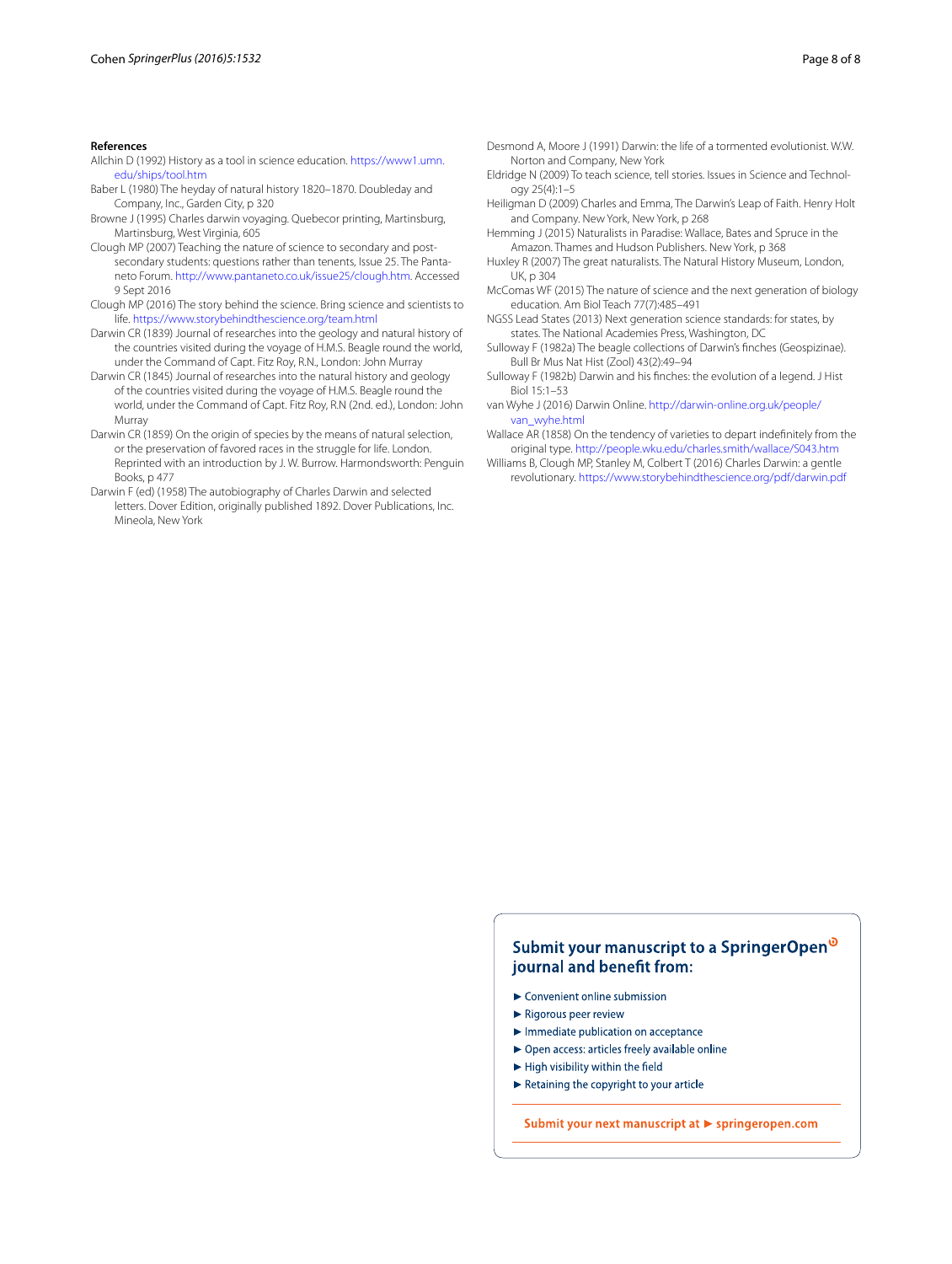## References

Allchin D (1992) History as a tool in science education. https://www1.umn.edu/ships/tool.htm

Baber L (1980) The heyday of natural history 1820–1870. Doubleday and Company, Inc., Garden City, p 320

Browne J (1995) Charles darwin voyaging. Quebecor printing, Martinsburg, Martinsburg, West Virginia, 605

Clough MP (2007) Teaching the nature of science to secondary and post-secondary students: questions rather than tenents, Issue 25. The Pantaneto Forum. http://www.pantaneto.co.uk/issue25/clough.htm. Accessed 9 Sept 2016

Clough MP (2016) The story behind the science. Bring science and scientists to life. https://www.storybehindthescience.org/team.html

Darwin CR (1839) Journal of researches into the geology and natural history of the countries visited during the voyage of H.M.S. Beagle round the world, under the Command of Capt. Fitz Roy, R.N., London: John Murray

Darwin CR (1845) Journal of researches into the natural history and geology of the countries visited during the voyage of H.M.S. Beagle round the world, under the Command of Capt. Fitz Roy, R.N (2nd. ed.), London: John Murray

Darwin CR (1859) On the origin of species by the means of natural selection, or the preservation of favored races in the struggle for life. London. Reprinted with an introduction by J. W. Burrow. Harmondsworth: Penguin Books, p 477

Darwin F (ed) (1958) The autobiography of Charles Darwin and selected letters. Dover Edition, originally published 1892. Dover Publications, Inc. Mineola, New York

Desmond A, Moore J (1991) Darwin: the life of a tormented evolutionist. W.W. Norton and Company, New York

Eldridge N (2009) To teach science, tell stories. Issues in Science and Technology 25(4):1–5

Heiligman D (2009) Charles and Emma, The Darwin's Leap of Faith. Henry Holt and Company. New York, New York, p 268

Hemming J (2015) Naturalists in Paradise: Wallace, Bates and Spruce in the Amazon. Thames and Hudson Publishers. New York, p 368

Huxley R (2007) The great naturalists. The Natural History Museum, London, UK, p 304

McComas WF (2015) The nature of science and the next generation of biology education. Am Biol Teach 77(7):485–491

NGSS Lead States (2013) Next generation science standards: for states, by states. The National Academies Press, Washington, DC

Sulloway F (1982a) The beagle collections of Darwin's finches (Geospizinae). Bull Br Mus Nat Hist (Zool) 43(2):49–94

Sulloway F (1982b) Darwin and his finches: the evolution of a legend. J Hist Biol 15:1–53

van Wyhe J (2016) Darwin Online. http://darwin-online.org.uk/people/van_wyhe.html

Wallace AR (1858) On the tendency of varieties to depart indefinitely from the original type. http://people.wku.edu/charles.smith/wallace/S043.htm

Williams B, Clough MP, Stanley M, Colbert T (2016) Charles Darwin: a gentle revolutionary. https://www.storybehindthescience.org/pdf/darwin.pdf